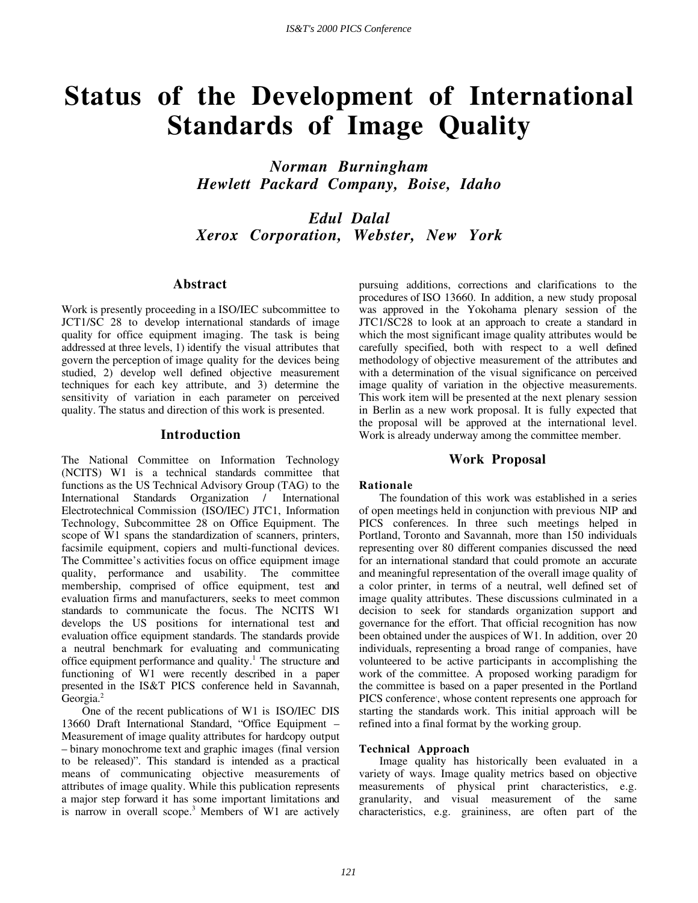# Status of the Development of International Standards of Image Quality

***Norman Burningham***
***Hewlett Packard Company, Boise, Idaho***

***Edul Dalal***
***Xerox Corporation, Webster, New York***

## Abstract

Work is presently proceeding in a ISO/IEC subcommittee to JCT1/SC 28 to develop international standards of image quality for office equipment imaging. The task is being addressed at three levels, 1) identify the visual attributes that govern the perception of image quality for the devices being studied, 2) develop well defined objective measurement techniques for each key attribute, and 3) determine the sensitivity of variation in each parameter on perceived quality. The status and direction of this work is presented.

## Introduction

The National Committee on Information Technology (NCITS) W1 is a technical standards committee that functions as the US Technical Advisory Group (TAG) to the International Standards Organization / International Electrotechnical Commission (ISO/IEC) JTC1, Information Technology, Subcommittee 28 on Office Equipment. The scope of W1 spans the standardization of scanners, printers, facsimile equipment, copiers and multi-functional devices. The Committee's activities focus on office equipment image quality, performance and usability. The committee membership, comprised of office equipment, test and evaluation firms and manufacturers, seeks to meet common standards to communicate the focus. The NCITS W1 develops the US positions for international test and evaluation office equipment standards. The standards provide a neutral benchmark for evaluating and communicating office equipment performance and quality.[1] The structure and functioning of W1 were recently described in a paper presented in the IS&T PICS conference held in Savannah, Georgia.[2]

One of the recent publications of W1 is ISO/IEC DIS 13660 Draft International Standard, "Office Equipment – Measurement of image quality attributes for hardcopy output – binary monochrome text and graphic images (final version to be released)". This standard is intended as a practical means of communicating objective measurements of attributes of image quality. While this publication represents a major step forward it has some important limitations and is narrow in overall scope.[3] Members of W1 are actively pursuing additions, corrections and clarifications to the procedures of ISO 13660. In addition, a new study proposal was approved in the Yokohama plenary session of the JTC1/SC28 to look at an approach to create a standard in which the most significant image quality attributes would be carefully specified, both with respect to a well defined methodology of objective measurement of the attributes and with a determination of the visual significance on perceived image quality of variation in the objective measurements. This work item will be presented at the next plenary session in Berlin as a new work proposal. It is fully expected that the proposal will be approved at the international level. Work is already underway among the committee member.

## Work Proposal

### Rationale

The foundation of this work was established in a series of open meetings held in conjunction with previous NIP and PICS conferences. In three such meetings helped in Portland, Toronto and Savannah, more than 150 individuals representing over 80 different companies discussed the need for an international standard that could promote an accurate and meaningful representation of the overall image quality of a color printer, in terms of a neutral, well defined set of image quality attributes. These discussions culminated in a decision to seek for standards organization support and governance for the effort. That official recognition has now been obtained under the auspices of W1. In addition, over 20 individuals, representing a broad range of companies, have volunteered to be active participants in accomplishing the work of the committee. A proposed working paradigm for the committee is based on a paper presented in the Portland PICS conference[3], whose content represents one approach for starting the standards work. This initial approach will be refined into a final format by the working group.

### Technical Approach

Image quality has historically been evaluated in a variety of ways. Image quality metrics based on objective measurements of physical print characteristics, e.g. granularity, and visual measurement of the same characteristics, e.g. graininess, are often part of the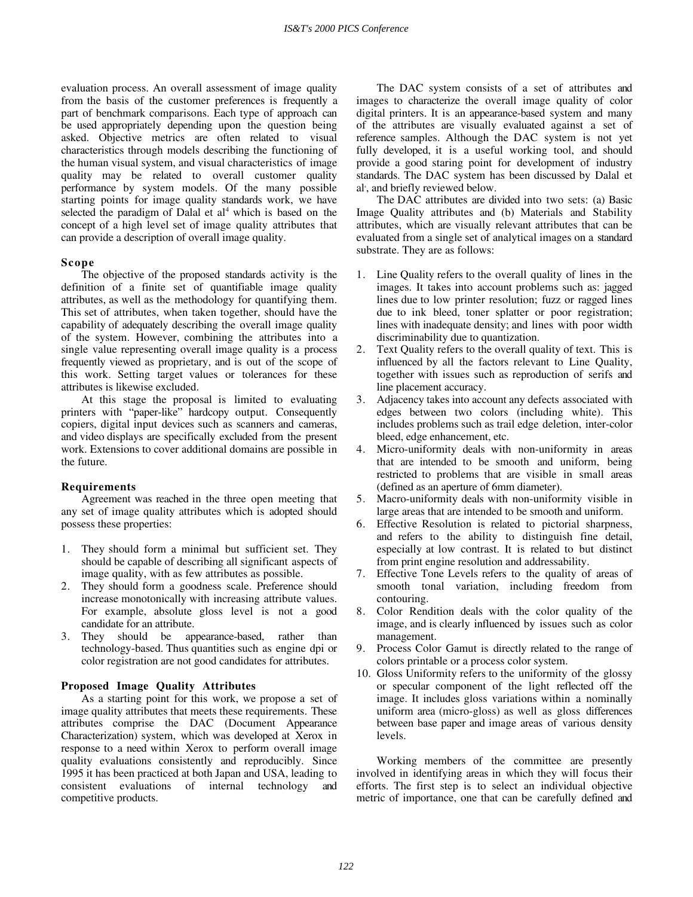evaluation process. An overall assessment of image quality from the basis of the customer preferences is frequently a part of benchmark comparisons. Each type of approach can be used appropriately depending upon the question being asked. Objective metrics are often related to visual characteristics through models describing the functioning of the human visual system, and visual characteristics of image quality may be related to overall customer quality performance by system models. Of the many possible starting points for image quality standards work, we have selected the paradigm of Dalal et al[4] which is based on the concept of a high level set of image quality attributes that can provide a description of overall image quality.

### Scope

The objective of the proposed standards activity is the definition of a finite set of quantifiable image quality attributes, as well as the methodology for quantifying them. This set of attributes, when taken together, should have the capability of adequately describing the overall image quality of the system. However, combining the attributes into a single value representing overall image quality is a process frequently viewed as proprietary, and is out of the scope of this work. Setting target values or tolerances for these attributes is likewise excluded.

At this stage the proposal is limited to evaluating printers with "paper-like" hardcopy output. Consequently copiers, digital input devices such as scanners and cameras, and video displays are specifically excluded from the present work. Extensions to cover additional domains are possible in the future.

### Requirements

Agreement was reached in the three open meeting that any set of image quality attributes which is adopted should possess these properties:

1. They should form a minimal but sufficient set. They should be capable of describing all significant aspects of image quality, with as few attributes as possible.
2. They should form a goodness scale. Preference should increase monotonically with increasing attribute values. For example, absolute gloss level is not a good candidate for an attribute.
3. They should be appearance-based, rather than technology-based. Thus quantities such as engine dpi or color registration are not good candidates for attributes.

### Proposed Image Quality Attributes

As a starting point for this work, we propose a set of image quality attributes that meets these requirements. These attributes comprise the DAC (Document Appearance Characterization) system, which was developed at Xerox in response to a need within Xerox to perform overall image quality evaluations consistently and reproducibly. Since 1995 it has been practiced at both Japan and USA, leading to consistent evaluations of internal technology and competitive products.

The DAC system consists of a set of attributes and images to characterize the overall image quality of color digital printers. It is an appearance-based system and many of the attributes are visually evaluated against a set of reference samples. Although the DAC system is not yet fully developed, it is a useful working tool, and should provide a good staring point for development of industry standards. The DAC system has been discussed by Dalal et al[4], and briefly reviewed below.

The DAC attributes are divided into two sets: (a) Basic Image Quality attributes and (b) Materials and Stability attributes, which are visually relevant attributes that can be evaluated from a single set of analytical images on a standard substrate. They are as follows:

1. Line Quality refers to the overall quality of lines in the images. It takes into account problems such as: jagged lines due to low printer resolution; fuzz or ragged lines due to ink bleed, toner splatter or poor registration; lines with inadequate density; and lines with poor width discriminability due to quantization.
2. Text Quality refers to the overall quality of text. This is influenced by all the factors relevant to Line Quality, together with issues such as reproduction of serifs and line placement accuracy.
3. Adjacency takes into account any defects associated with edges between two colors (including white). This includes problems such as trail edge deletion, inter-color bleed, edge enhancement, etc.
4. Micro-uniformity deals with non-uniformity in areas that are intended to be smooth and uniform, being restricted to problems that are visible in small areas (defined as an aperture of 6mm diameter).
5. Macro-uniformity deals with non-uniformity visible in large areas that are intended to be smooth and uniform.
6. Effective Resolution is related to pictorial sharpness, and refers to the ability to distinguish fine detail, especially at low contrast. It is related to but distinct from print engine resolution and addressability.
7. Effective Tone Levels refers to the quality of areas of smooth tonal variation, including freedom from contouring.
8. Color Rendition deals with the color quality of the image, and is clearly influenced by issues such as color management.
9. Process Color Gamut is directly related to the range of colors printable or a process color system.
10. Gloss Uniformity refers to the uniformity of the glossy or specular component of the light reflected off the image. It includes gloss variations within a nominally uniform area (micro-gloss) as well as gloss differences between base paper and image areas of various density levels.

Working members of the committee are presently involved in identifying areas in which they will focus their efforts. The first step is to select an individual objective metric of importance, one that can be carefully defined and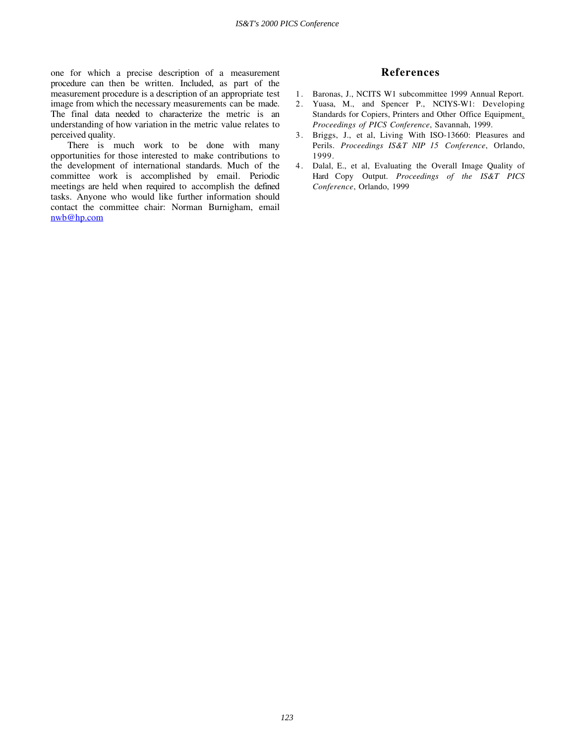one for which a precise description of a measurement procedure can then be written. Included, as part of the measurement procedure is a description of an appropriate test image from which the necessary measurements can be made. The final data needed to characterize the metric is an understanding of how variation in the metric value relates to perceived quality.

There is much work to be done with many opportunities for those interested to make contributions to the development of international standards. Much of the committee work is accomplished by email. Periodic meetings are held when required to accomplish the defined tasks. Anyone who would like further information should contact the committee chair: Norman Burnigham, email nwb@hp.com

## References

1. Baronas, J., NCITS W1 subcommittee 1999 Annual Report.
2. Yuasa, M., and Spencer P., NCIYS-W1: Developing Standards for Copiers, Printers and Other Office Equipment. *Proceedings of PICS Conference*, Savannah, 1999.
3. Briggs, J., et al, Living With ISO-13660: Pleasures and Perils. *Proceedings IS&T NIP 15 Conference*, Orlando, 1999.
4. Dalal, E., et al, Evaluating the Overall Image Quality of Hard Copy Output. *Proceedings of the IS&T PICS Conference*, Orlando, 1999